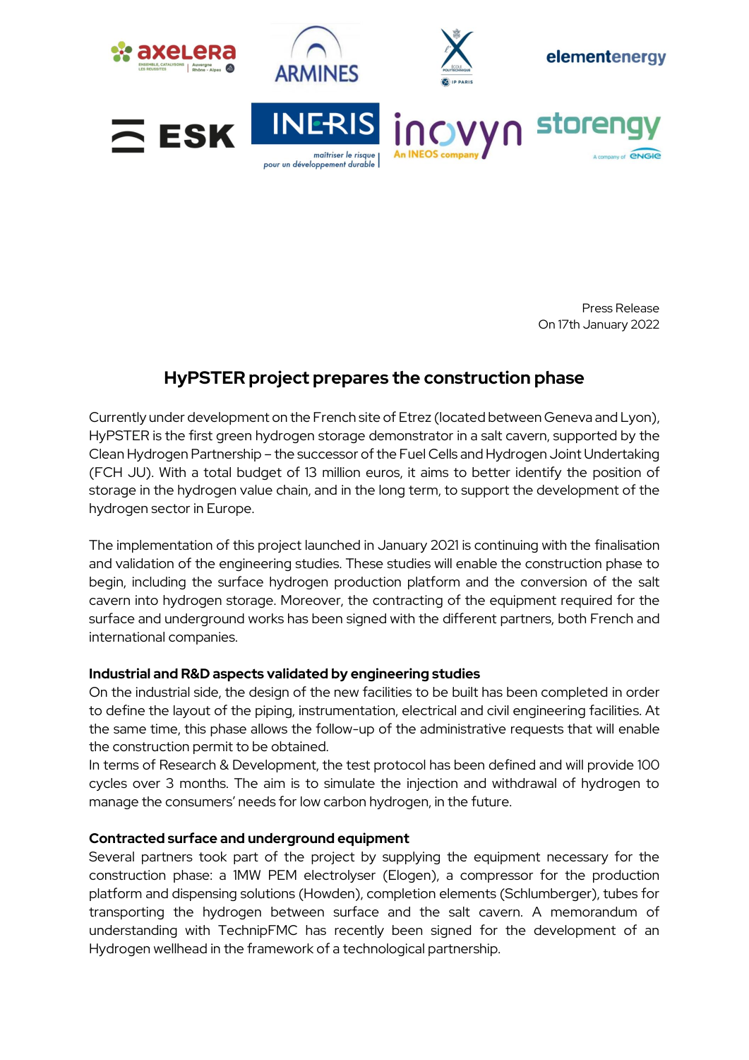Press Release
On 17th January 2022

# HyPSTER project prepares the construction phase

Currently under development on the French site of Etrez (located between Geneva and Lyon), HyPSTER is the first green hydrogen storage demonstrator in a salt cavern, supported by the Clean Hydrogen Partnership – the successor of the Fuel Cells and Hydrogen Joint Undertaking (FCH JU). With a total budget of 13 million euros, it aims to better identify the position of storage in the hydrogen value chain, and in the long term, to support the development of the hydrogen sector in Europe.

The implementation of this project launched in January 2021 is continuing with the finalisation and validation of the engineering studies. These studies will enable the construction phase to begin, including the surface hydrogen production platform and the conversion of the salt cavern into hydrogen storage. Moreover, the contracting of the equipment required for the surface and underground works has been signed with the different partners, both French and international companies.

**Industrial and R&D aspects validated by engineering studies**

On the industrial side, the design of the new facilities to be built has been completed in order to define the layout of the piping, instrumentation, electrical and civil engineering facilities. At the same time, this phase allows the follow-up of the administrative requests that will enable the construction permit to be obtained.

In terms of Research & Development, the test protocol has been defined and will provide 100 cycles over 3 months. The aim is to simulate the injection and withdrawal of hydrogen to manage the consumers' needs for low carbon hydrogen, in the future.

**Contracted surface and underground equipment**

Several partners took part of the project by supplying the equipment necessary for the construction phase: a 1MW PEM electrolyser (Elogen), a compressor for the production platform and dispensing solutions (Howden), completion elements (Schlumberger), tubes for transporting the hydrogen between surface and the salt cavern. A memorandum of understanding with TechnipFMC has recently been signed for the development of an Hydrogen wellhead in the framework of a technological partnership.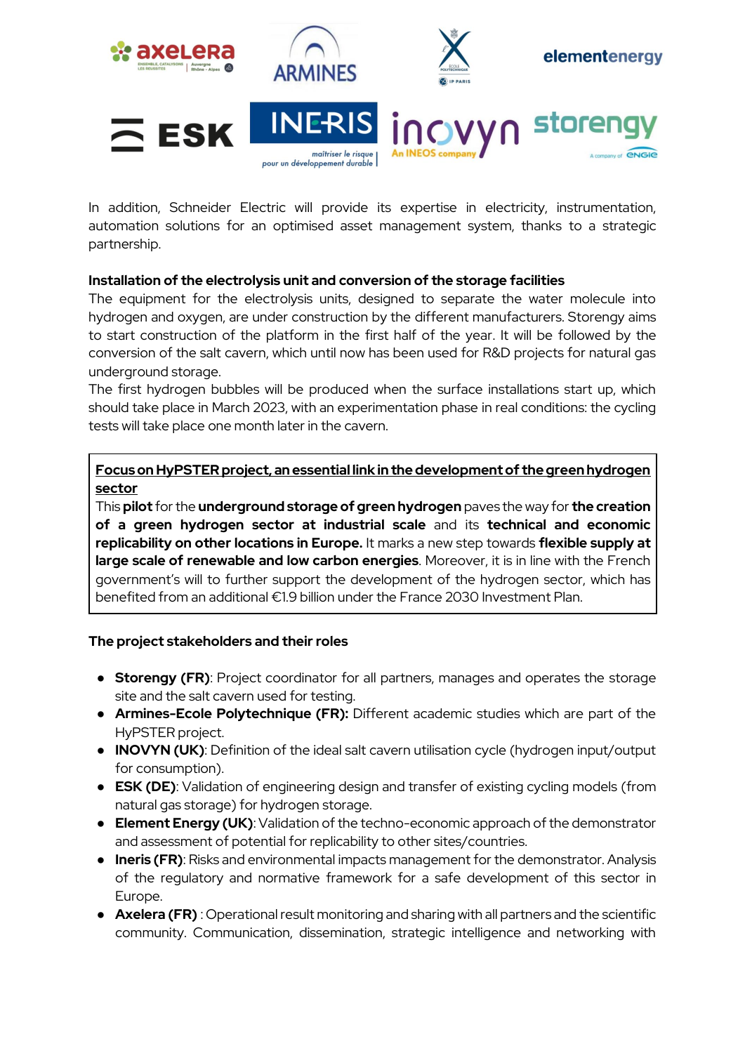In addition, Schneider Electric will provide its expertise in electricity, instrumentation, automation solutions for an optimised asset management system, thanks to a strategic partnership.

**Installation of the electrolysis unit and conversion of the storage facilities**

The equipment for the electrolysis units, designed to separate the water molecule into hydrogen and oxygen, are under construction by the different manufacturers. Storengy aims to start construction of the platform in the first half of the year. It will be followed by the conversion of the salt cavern, which until now has been used for R&D projects for natural gas underground storage.

The first hydrogen bubbles will be produced when the surface installations start up, which should take place in March 2023, with an experimentation phase in real conditions: the cycling tests will take place one month later in the cavern.

**Focus on HyPSTER project, an essential link in the development of the green hydrogen sector**

This **pilot** for the **underground storage of green hydrogen** paves the way for **the creation of a green hydrogen sector at industrial scale** and its **technical and economic replicability on other locations in Europe.** It marks a new step towards **flexible supply at large scale of renewable and low carbon energies**. Moreover, it is in line with the French government's will to further support the development of the hydrogen sector, which has benefited from an additional €1.9 billion under the France 2030 Investment Plan.

**The project stakeholders and their roles**

- **Storengy (FR)**: Project coordinator for all partners, manages and operates the storage site and the salt cavern used for testing.
- **Armines-Ecole Polytechnique (FR):** Different academic studies which are part of the HyPSTER project.
- **INOVYN (UK)**: Definition of the ideal salt cavern utilisation cycle (hydrogen input/output for consumption).
- **ESK (DE)**: Validation of engineering design and transfer of existing cycling models (from natural gas storage) for hydrogen storage.
- **Element Energy (UK)**: Validation of the techno-economic approach of the demonstrator and assessment of potential for replicability to other sites/countries.
- **Ineris (FR)**: Risks and environmental impacts management for the demonstrator. Analysis of the regulatory and normative framework for a safe development of this sector in Europe.
- **Axelera (FR)** : Operational result monitoring and sharing with all partners and the scientific community. Communication, dissemination, strategic intelligence and networking with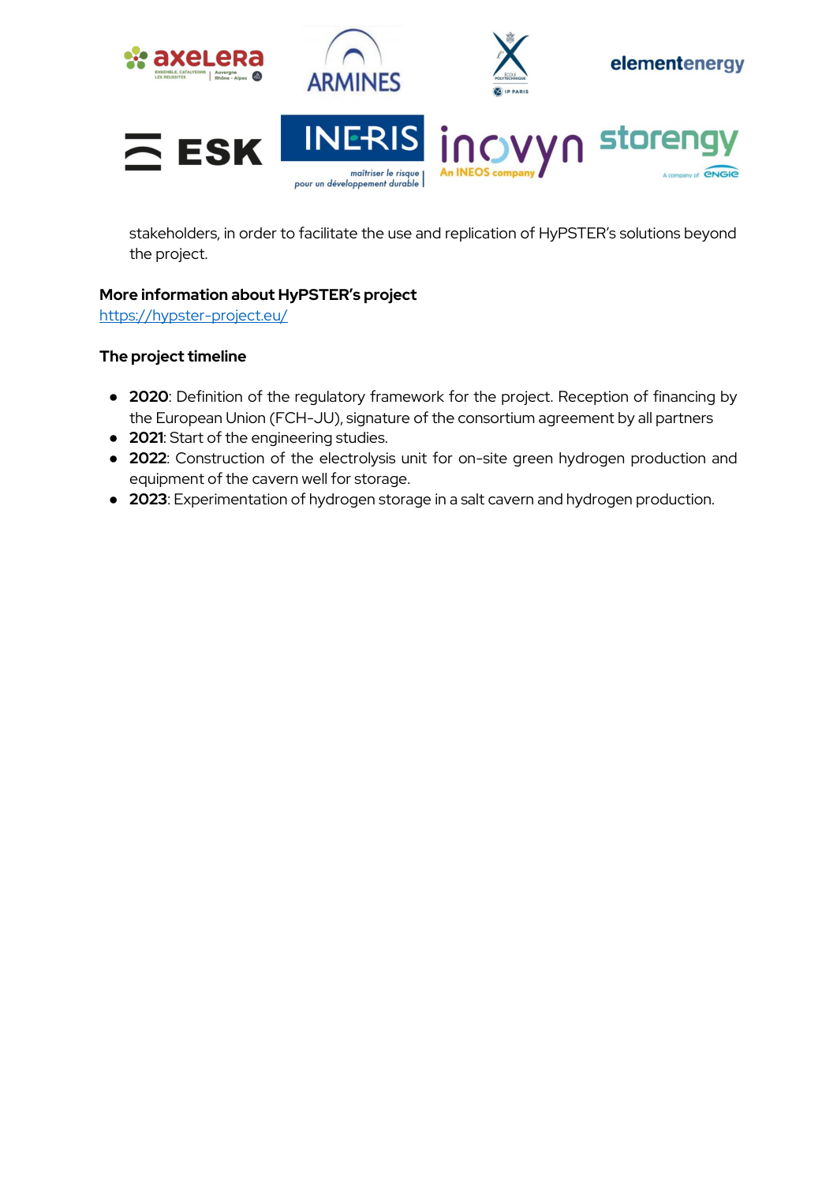stakeholders, in order to facilitate the use and replication of HyPSTER's solutions beyond the project.

**More information about HyPSTER's project**
[https://hypster-project.eu/](https://hypster-project.eu/)

**The project timeline**

- **2020**: Definition of the regulatory framework for the project. Reception of financing by the European Union (FCH-JU), signature of the consortium agreement by all partners
- **2021**: Start of the engineering studies.
- **2022**: Construction of the electrolysis unit for on-site green hydrogen production and equipment of the cavern well for storage.
- **2023**: Experimentation of hydrogen storage in a salt cavern and hydrogen production.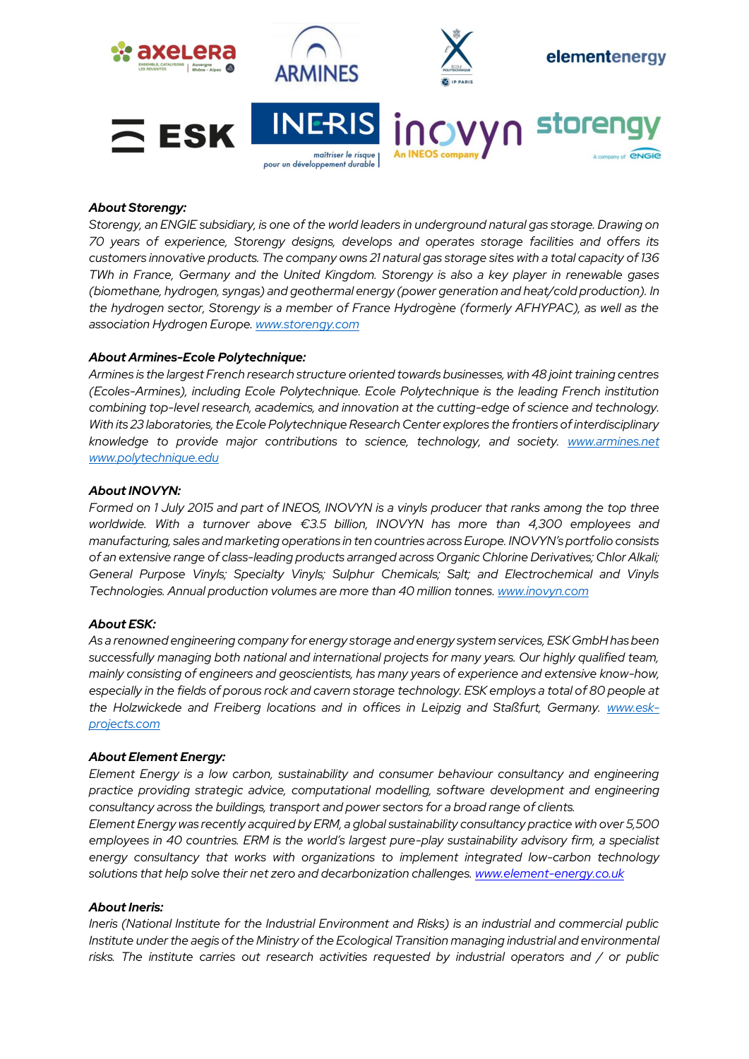**About Storengy:**

*Storengy, an ENGIE subsidiary, is one of the world leaders in underground natural gas storage. Drawing on 70 years of experience, Storengy designs, develops and operates storage facilities and offers its customers innovative products. The company owns 21 natural gas storage sites with a total capacity of 136 TWh in France, Germany and the United Kingdom. Storengy is also a key player in renewable gases (biomethane, hydrogen, syngas) and geothermal energy (power generation and heat/cold production). In the hydrogen sector, Storengy is a member of France Hydrogène (formerly AFHYPAC), as well as the association Hydrogen Europe. www.storengy.com*

**About Armines-Ecole Polytechnique:**

*Armines is the largest French research structure oriented towards businesses, with 48 joint training centres (Ecoles-Armines), including Ecole Polytechnique. Ecole Polytechnique is the leading French institution combining top-level research, academics, and innovation at the cutting-edge of science and technology. With its 23 laboratories, the Ecole Polytechnique Research Center explores the frontiers of interdisciplinary knowledge to provide major contributions to science, technology, and society. www.armines.net www.polytechnique.edu*

**About INOVYN:**

*Formed on 1 July 2015 and part of INEOS, INOVYN is a vinyls producer that ranks among the top three worldwide. With a turnover above €3.5 billion, INOVYN has more than 4,300 employees and manufacturing, sales and marketing operations in ten countries across Europe. INOVYN's portfolio consists of an extensive range of class-leading products arranged across Organic Chlorine Derivatives; Chlor Alkali; General Purpose Vinyls; Specialty Vinyls; Sulphur Chemicals; Salt; and Electrochemical and Vinyls Technologies. Annual production volumes are more than 40 million tonnes. www.inovyn.com*

**About ESK:**

*As a renowned engineering company for energy storage and energy system services, ESK GmbH has been successfully managing both national and international projects for many years. Our highly qualified team, mainly consisting of engineers and geoscientists, has many years of experience and extensive know-how, especially in the fields of porous rock and cavern storage technology. ESK employs a total of 80 people at the Holzwickede and Freiberg locations and in offices in Leipzig and Staßfurt, Germany. www.esk-projects.com*

**About Element Energy:**

*Element Energy is a low carbon, sustainability and consumer behaviour consultancy and engineering practice providing strategic advice, computational modelling, software development and engineering consultancy across the buildings, transport and power sectors for a broad range of clients.*
*Element Energy was recently acquired by ERM, a global sustainability consultancy practice with over 5,500 employees in 40 countries. ERM is the world's largest pure-play sustainability advisory firm, a specialist energy consultancy that works with organizations to implement integrated low-carbon technology solutions that help solve their net zero and decarbonization challenges. www.element-energy.co.uk*

**About Ineris:**

*Ineris (National Institute for the Industrial Environment and Risks) is an industrial and commercial public Institute under the aegis of the Ministry of the Ecological Transition managing industrial and environmental risks. The institute carries out research activities requested by industrial operators and / or public*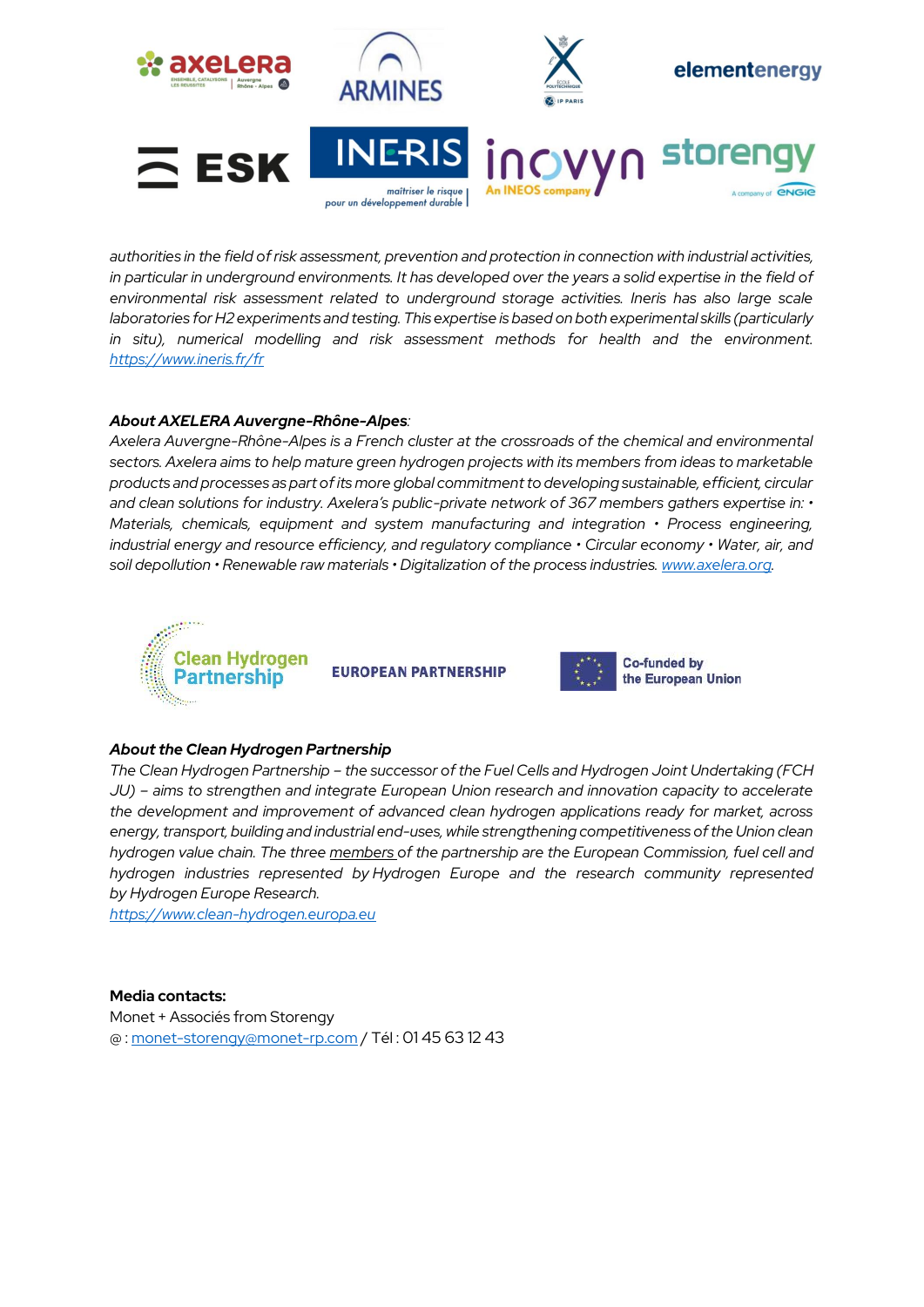*authorities in the field of risk assessment, prevention and protection in connection with industrial activities, in particular in underground environments. It has developed over the years a solid expertise in the field of environmental risk assessment related to underground storage activities. Ineris has also large scale laboratories for H2 experiments and testing. This expertise is based on both experimental skills (particularly in situ), numerical modelling and risk assessment methods for health and the environment.* *[https://www.ineris.fr/fr](https://www.ineris.fr/fr)*

***About AXELERA Auvergne-Rhône-Alpes**:*
*Axelera Auvergne-Rhône-Alpes is a French cluster at the crossroads of the chemical and environmental sectors. Axelera aims to help mature green hydrogen projects with its members from ideas to marketable products and processes as part of its more global commitment to developing sustainable, efficient, circular and clean solutions for industry. Axelera's public-private network of 367 members gathers expertise in: • Materials, chemicals, equipment and system manufacturing and integration • Process engineering, industrial energy and resource efficiency, and regulatory compliance • Circular economy • Water, air, and soil depollution • Renewable raw materials • Digitalization of the process industries. [www.axelera.org](http://www.axelera.org).*

***About the Clean Hydrogen Partnership***
*The Clean Hydrogen Partnership – the successor of the Fuel Cells and Hydrogen Joint Undertaking (FCH JU) – aims to strengthen and integrate European Union research and innovation capacity to accelerate the development and improvement of advanced clean hydrogen applications ready for market, across energy, transport, building and industrial end-uses, while strengthening competitiveness of the Union clean hydrogen value chain. The three members of the partnership are the European Commission, fuel cell and hydrogen industries represented by Hydrogen Europe and the research community represented by Hydrogen Europe Research.*
*[https://www.clean-hydrogen.europa.eu](https://www.clean-hydrogen.europa.eu)*

**Media contacts:**
Monet + Associés from Storengy
@ : [monet-storengy@monet-rp.com](mailto:monet-storengy@monet-rp.com) / Tél : 01 45 63 12 43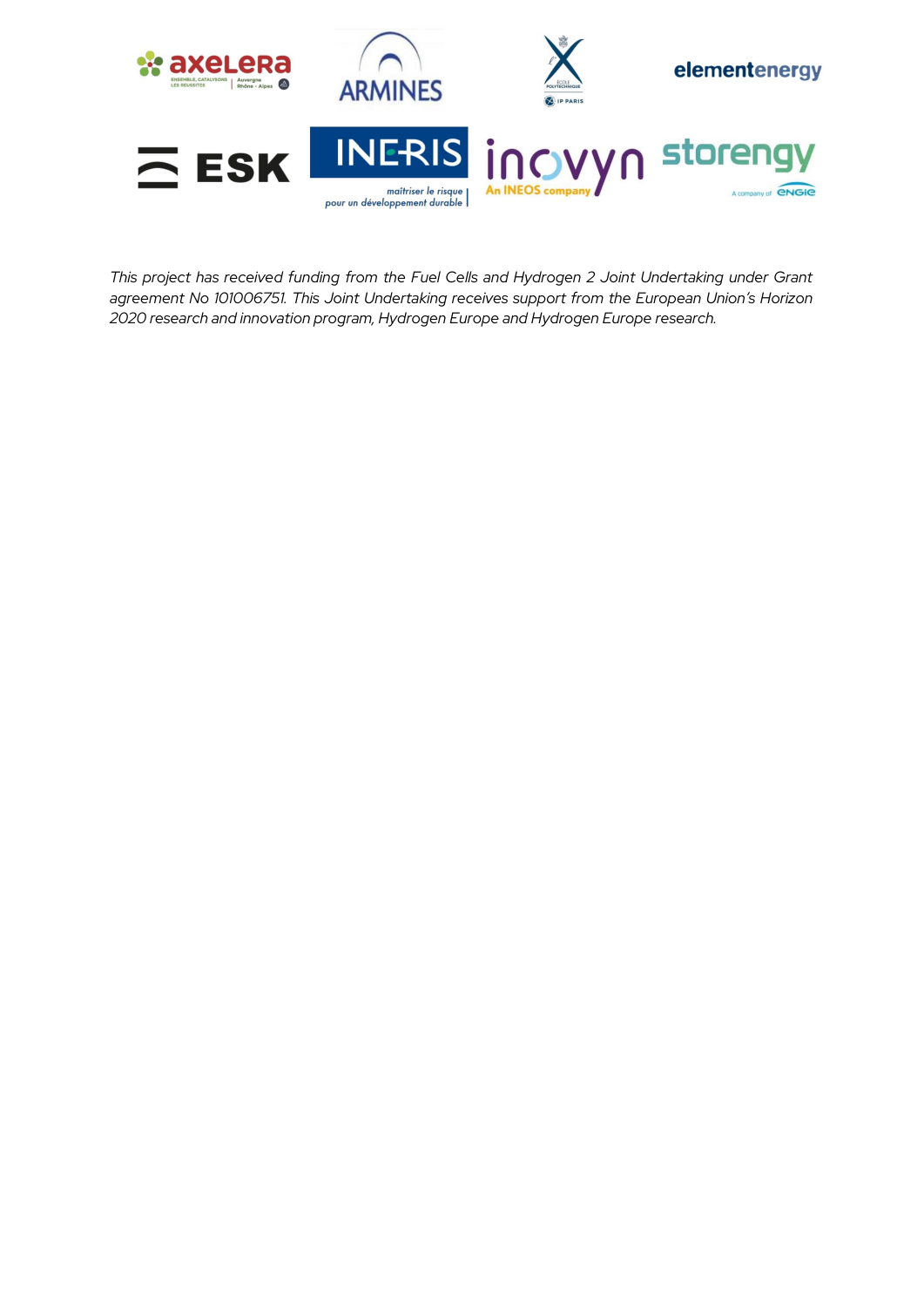*This project has received funding from the Fuel Cells and Hydrogen 2 Joint Undertaking under Grant agreement No 101006751. This Joint Undertaking receives support from the European Union's Horizon 2020 research and innovation program, Hydrogen Europe and Hydrogen Europe research.*